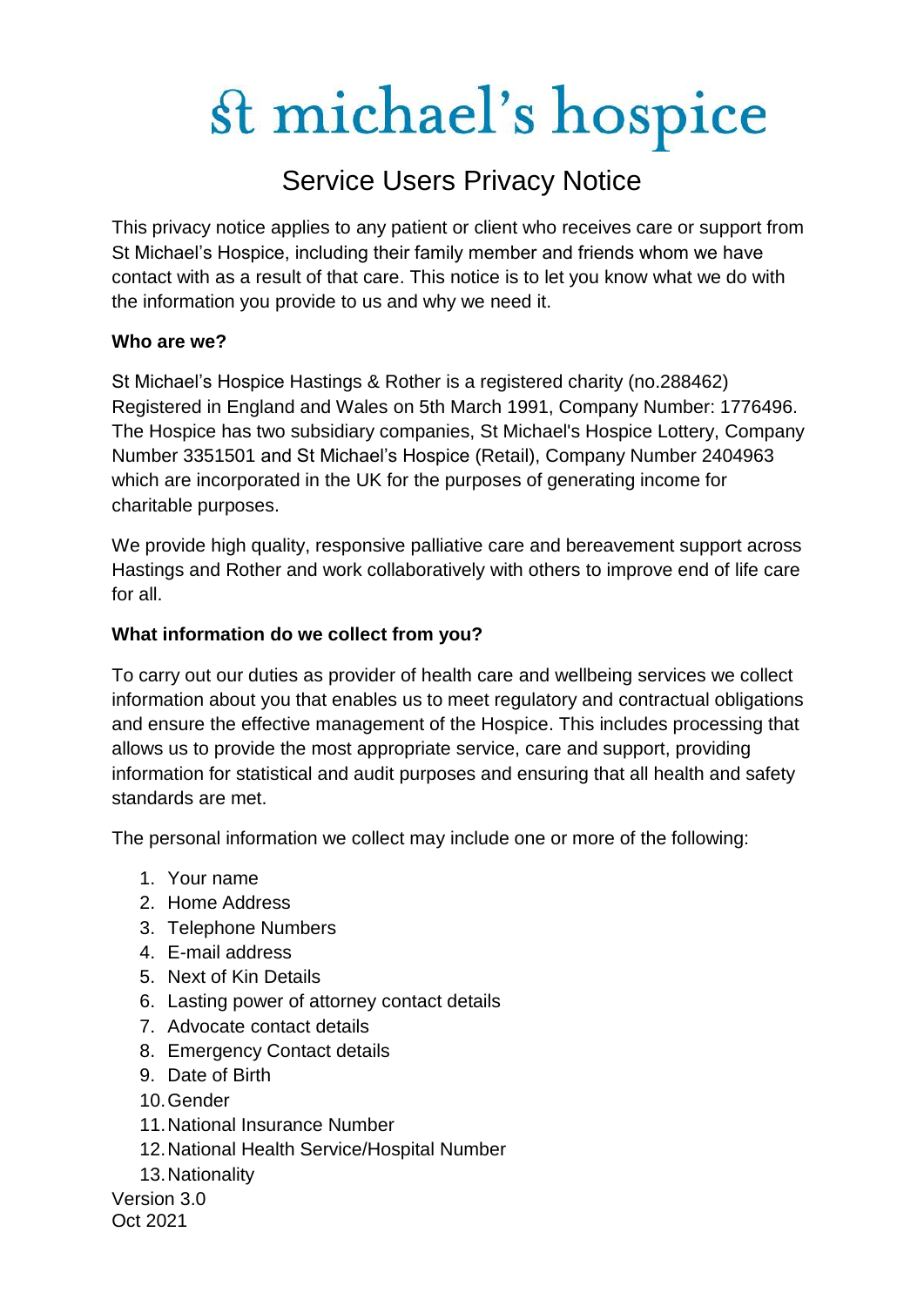# st michael's hospice

## Service Users Privacy Notice

This privacy notice applies to any patient or client who receives care or support from St Michael's Hospice, including their family member and friends whom we have contact with as a result of that care. This notice is to let you know what we do with the information you provide to us and why we need it.

**Who are we?**

St Michael's Hospice Hastings & Rother is a registered charity (no.288462) Registered in England and Wales on 5th March 1991, Company Number: 1776496. The Hospice has two subsidiary companies, St Michael's Hospice Lottery, Company Number 3351501 and St Michael's Hospice (Retail), Company Number 2404963 which are incorporated in the UK for the purposes of generating income for charitable purposes.

We provide high quality, responsive palliative care and bereavement support across Hastings and Rother and work collaboratively with others to improve end of life care for all.

**What information do we collect from you?**

To carry out our duties as provider of health care and wellbeing services we collect information about you that enables us to meet regulatory and contractual obligations and ensure the effective management of the Hospice. This includes processing that allows us to provide the most appropriate service, care and support, providing information for statistical and audit purposes and ensuring that all health and safety standards are met.

The personal information we collect may include one or more of the following:

1. Your name
2. Home Address
3. Telephone Numbers
4. E-mail address
5. Next of Kin Details
6. Lasting power of attorney contact details
7. Advocate contact details
8. Emergency Contact details
9. Date of Birth
10. Gender
11. National Insurance Number
12. National Health Service/Hospital Number
13. Nationality

Version 3.0
Oct 2021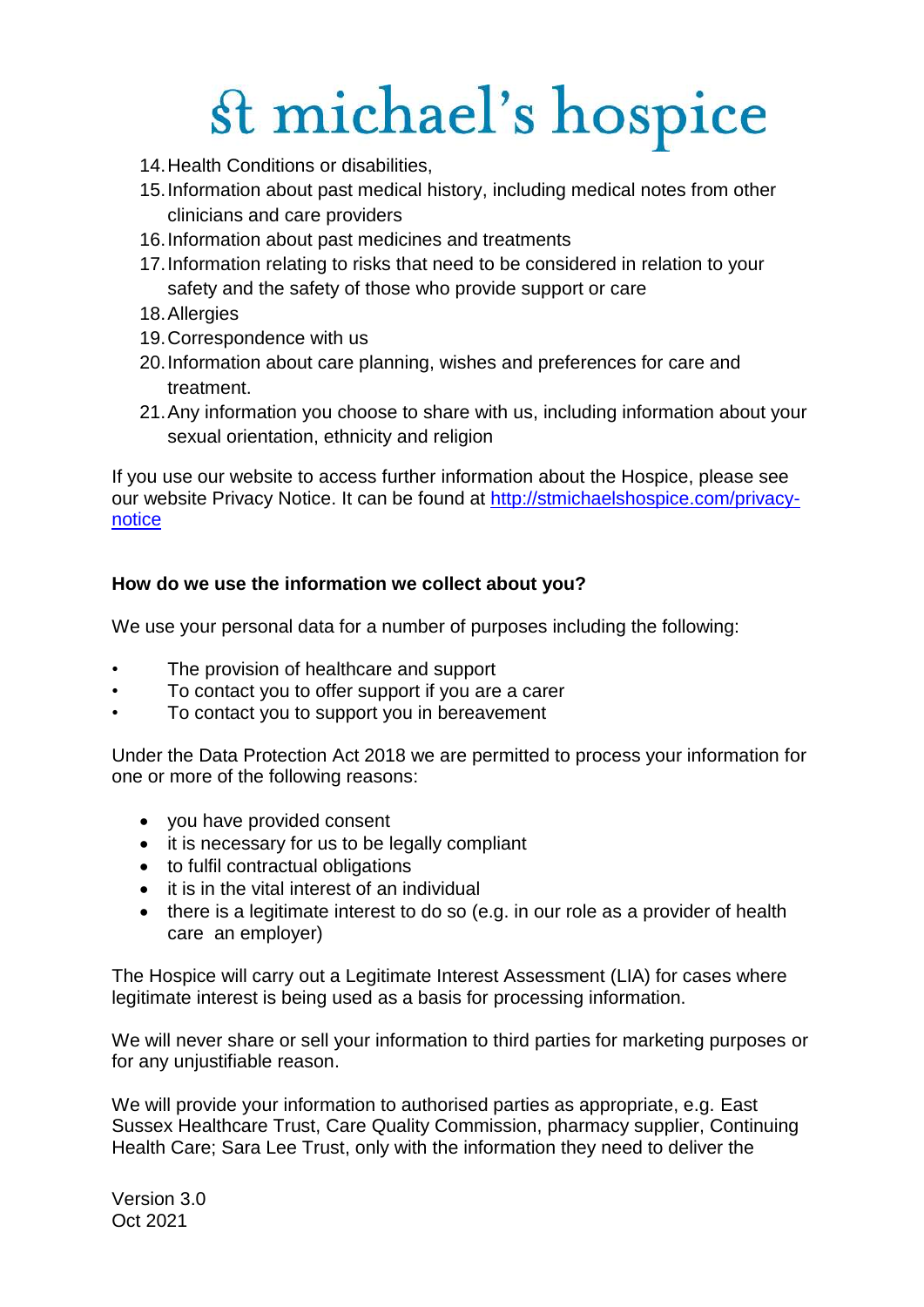14. Health Conditions or disabilities,
15. Information about past medical history, including medical notes from other clinicians and care providers
16. Information about past medicines and treatments
17. Information relating to risks that need to be considered in relation to your safety and the safety of those who provide support or care
18. Allergies
19. Correspondence with us
20. Information about care planning, wishes and preferences for care and treatment.
21. Any information you choose to share with us, including information about your sexual orientation, ethnicity and religion

If you use our website to access further information about the Hospice, please see our website Privacy Notice. It can be found at [http://stmichaelshospice.com/privacy-notice](http://stmichaelshospice.com/privacy-notice)

**How do we use the information we collect about you?**

We use your personal data for a number of purposes including the following:

- The provision of healthcare and support
- To contact you to offer support if you are a carer
- To contact you to support you in bereavement

Under the Data Protection Act 2018 we are permitted to process your information for one or more of the following reasons:

- you have provided consent
- it is necessary for us to be legally compliant
- to fulfil contractual obligations
- it is in the vital interest of an individual
- there is a legitimate interest to do so (e.g. in our role as a provider of health care an employer)

The Hospice will carry out a Legitimate Interest Assessment (LIA) for cases where legitimate interest is being used as a basis for processing information.

We will never share or sell your information to third parties for marketing purposes or for any unjustifiable reason.

We will provide your information to authorised parties as appropriate, e.g. East Sussex Healthcare Trust, Care Quality Commission, pharmacy supplier, Continuing Health Care; Sara Lee Trust, only with the information they need to deliver the

Version 3.0
Oct 2021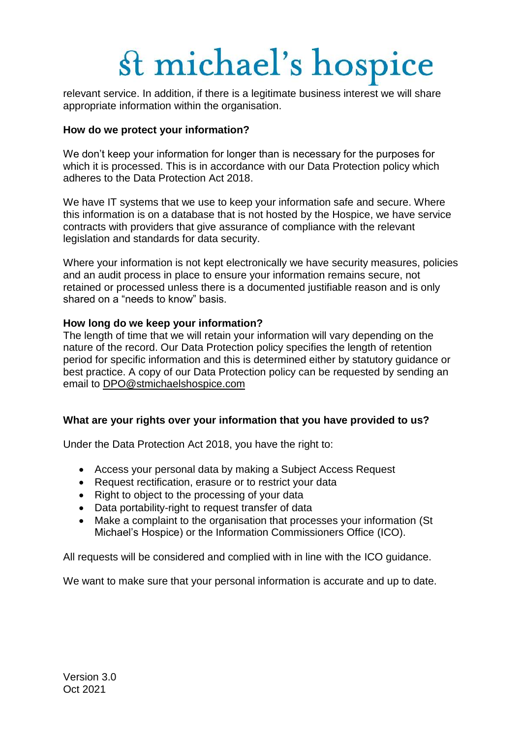relevant service. In addition, if there is a legitimate business interest we will share appropriate information within the organisation.

**How do we protect your information?**

We don't keep your information for longer than is necessary for the purposes for which it is processed. This is in accordance with our Data Protection policy which adheres to the Data Protection Act 2018.

We have IT systems that we use to keep your information safe and secure. Where this information is on a database that is not hosted by the Hospice, we have service contracts with providers that give assurance of compliance with the relevant legislation and standards for data security.

Where your information is not kept electronically we have security measures, policies and an audit process in place to ensure your information remains secure, not retained or processed unless there is a documented justifiable reason and is only shared on a "needs to know" basis.

**How long do we keep your information?**

The length of time that we will retain your information will vary depending on the nature of the record. Our Data Protection policy specifies the length of retention period for specific information and this is determined either by statutory guidance or best practice. A copy of our Data Protection policy can be requested by sending an email to DPO@stmichaelshospice.com

**What are your rights over your information that you have provided to us?**

Under the Data Protection Act 2018, you have the right to:

- Access your personal data by making a Subject Access Request
- Request rectification, erasure or to restrict your data
- Right to object to the processing of your data
- Data portability-right to request transfer of data
- Make a complaint to the organisation that processes your information (St Michael's Hospice) or the Information Commissioners Office (ICO).

All requests will be considered and complied with in line with the ICO guidance.

We want to make sure that your personal information is accurate and up to date.

Version 3.0
Oct 2021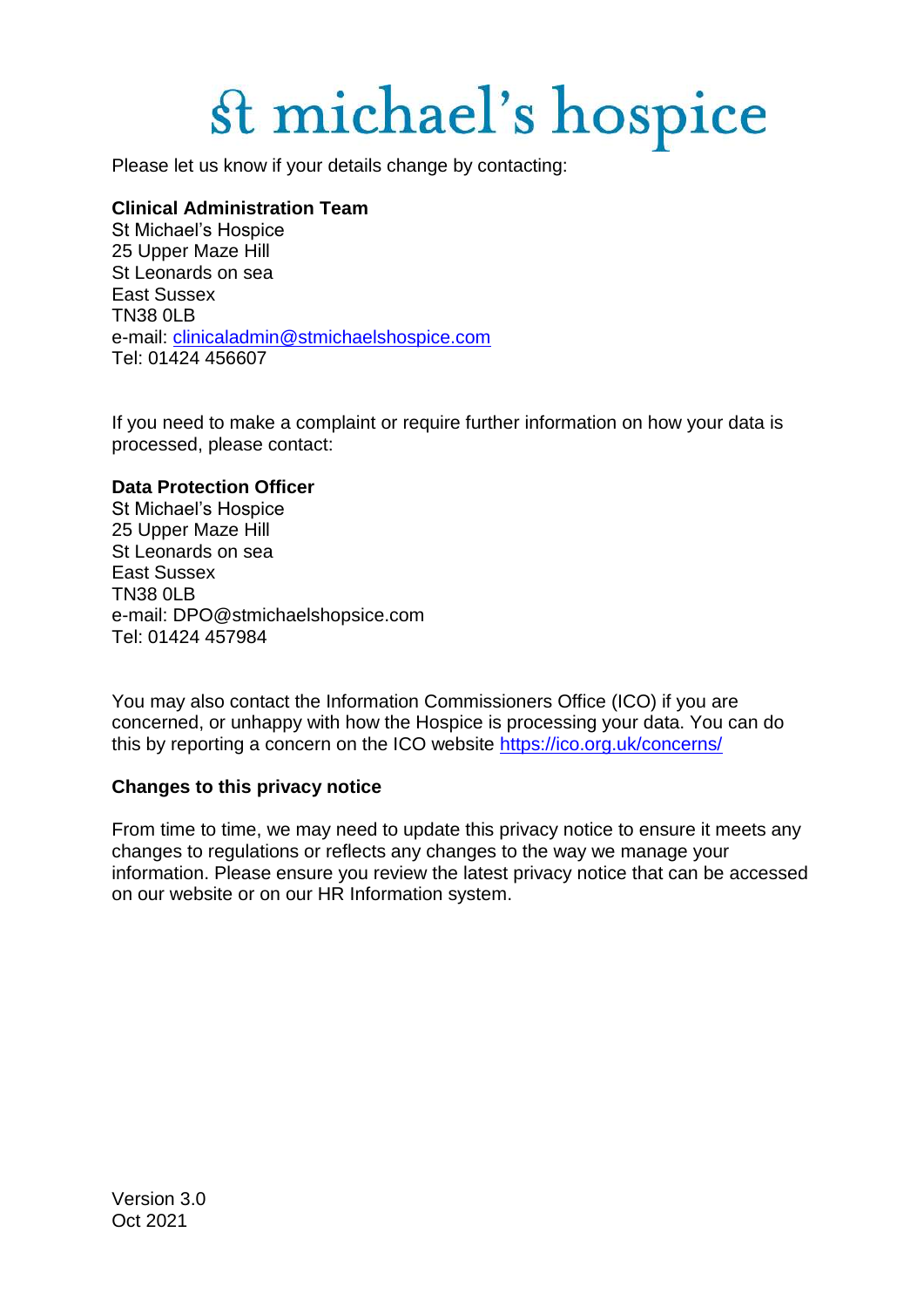# st michael's hospice

Please let us know if your details change by contacting:

**Clinical Administration Team**
St Michael's Hospice
25 Upper Maze Hill
St Leonards on sea
East Sussex
TN38 0LB
e-mail: clinicaladmin@stmichaelshospice.com
Tel: 01424 456607

If you need to make a complaint or require further information on how your data is processed, please contact:

**Data Protection Officer**
St Michael's Hospice
25 Upper Maze Hill
St Leonards on sea
East Sussex
TN38 0LB
e-mail: DPO@stmichaelshopsice.com
Tel: 01424 457984

You may also contact the Information Commissioners Office (ICO) if you are concerned, or unhappy with how the Hospice is processing your data. You can do this by reporting a concern on the ICO website https://ico.org.uk/concerns/

**Changes to this privacy notice**

From time to time, we may need to update this privacy notice to ensure it meets any changes to regulations or reflects any changes to the way we manage your information. Please ensure you review the latest privacy notice that can be accessed on our website or on our HR Information system.

Version 3.0
Oct 2021